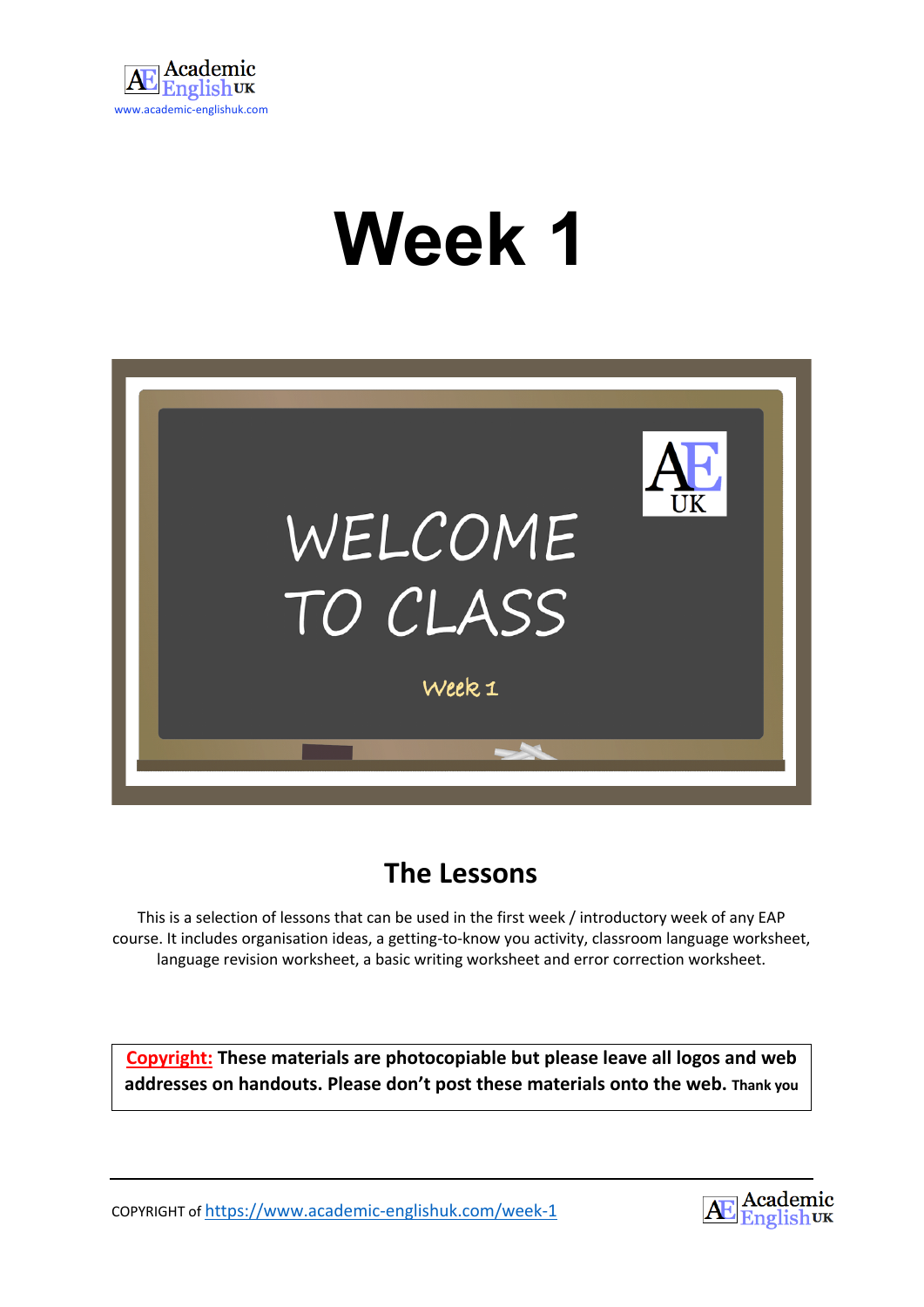# Week 1

WELCOME TO CLASS

Week 1

## The Lessons

This is a selection of lessons that can be used in the first week / introductory week of any EAP course. It includes organisation ideas, a getting-to-know you activity, classroom language worksheet, language revision worksheet, a basic writing worksheet and error correction worksheet.

**Copyright: These materials are photocopiable but please leave all logos and web addresses on handouts. Please don't post these materials onto the web. Thank you**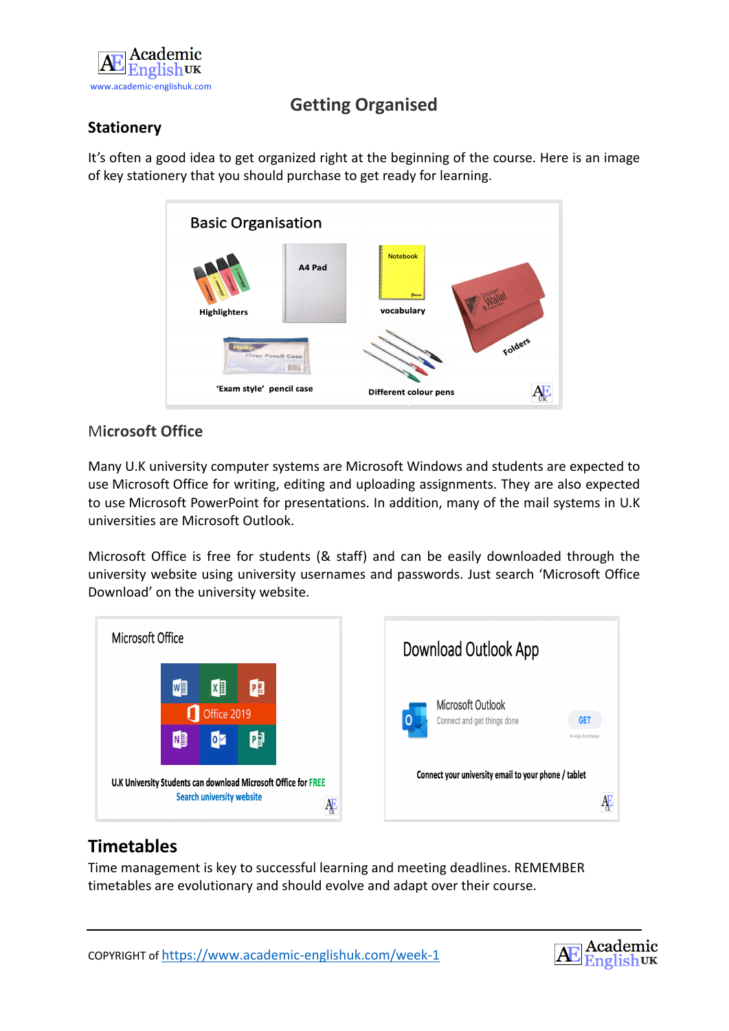## Getting Organised

### Stationery

It's often a good idea to get organized right at the beginning of the course. Here is an image of key stationery that you should purchase to get ready for learning.

Basic Organisation

Highlighters

A4 Pad

vocabulary

Folders

'Exam style' pencil case

Different colour pens

### Microsoft Office

Many U.K university computer systems are Microsoft Windows and students are expected to use Microsoft Office for writing, editing and uploading assignments. They are also expected to use Microsoft PowerPoint for presentations. In addition, many of the mail systems in U.K universities are Microsoft Outlook.

Microsoft Office is free for students (& staff) and can be easily downloaded through the university website using university usernames and passwords. Just search 'Microsoft Office Download' on the university website.

Microsoft Office

U.K University Students can download Microsoft Office for FREE

Search university website

Download Outlook App

Connect your university email to your phone / tablet

### Timetables

Time management is key to successful learning and meeting deadlines. REMEMBER timetables are evolutionary and should evolve and adapt over their course.

COPYRIGHT of https://www.academic-englishuk.com/week-1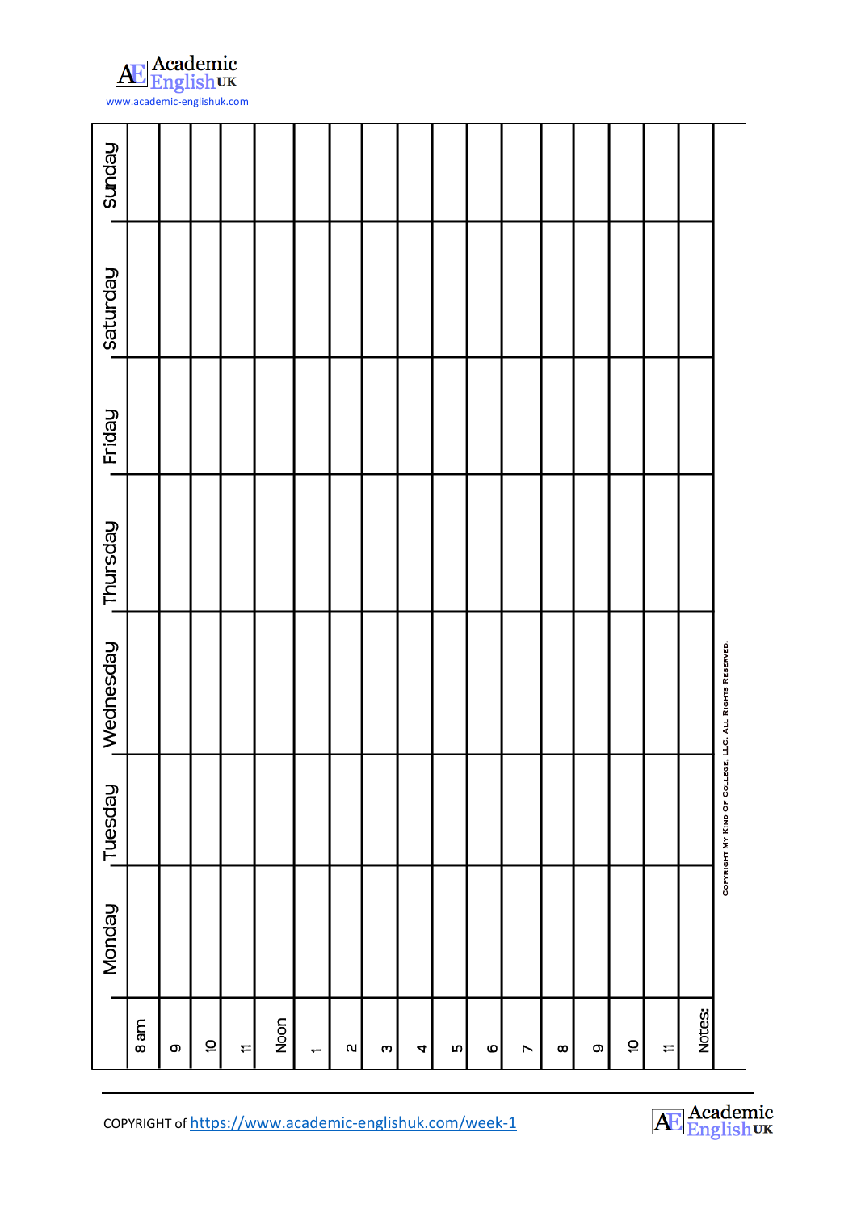| | Monday | Tuesday | Wednesday | Thursday | Friday | Saturday | Sunday |
|---|---|---|---|---|---|---|---|
| 8 am | | | | | | | |
| 9 | | | | | | | |
| 10 | | | | | | | |
| 11 | | | | | | | |
| Noon | | | | | | | |
| 1 | | | | | | | |
| 2 | | | | | | | |
| 3 | | | | | | | |
| 4 | | | | | | | |
| 5 | | | | | | | |
| 6 | | | | | | | |
| 7 | | | | | | | |
| 8 | | | | | | | |
| 9 | | | | | | | |
| 10 | | | | | | | |
| 11 | | | | | | | |
| Notes: | | | | | | | |

COPYRIGHT MY KIND OF COLLEGE, LLC. ALL RIGHTS RESERVED.

COPYRIGHT of https://www.academic-englishuk.com/week-1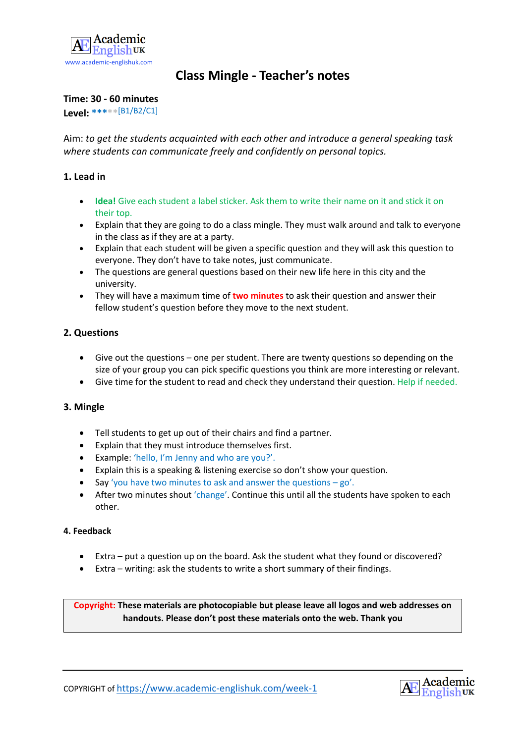Academic English UK
www.academic-englishuk.com

# Class Mingle - Teacher's notes

**Time: 30 - 60 minutes**
**Level:** ***** [B1/B2/C1]

Aim: *to get the students acquainted with each other and introduce a general speaking task where students can communicate freely and confidently on personal topics.*

## 1. Lead in

- **Idea!** Give each student a label sticker. Ask them to write their name on it and stick it on their top.
- Explain that they are going to do a class mingle. They must walk around and talk to everyone in the class as if they are at a party.
- Explain that each student will be given a specific question and they will ask this question to everyone. They don't have to take notes, just communicate.
- The questions are general questions based on their new life here in this city and the university.
- They will have a maximum time of **two minutes** to ask their question and answer their fellow student's question before they move to the next student.

## 2. Questions

- Give out the questions – one per student. There are twenty questions so depending on the size of your group you can pick specific questions you think are more interesting or relevant.
- Give time for the student to read and check they understand their question. Help if needed.

## 3. Mingle

- Tell students to get up out of their chairs and find a partner.
- Explain that they must introduce themselves first.
- Example: 'hello, I'm Jenny and who are you?'.
- Explain this is a speaking & listening exercise so don't show your question.
- Say 'you have two minutes to ask and answer the questions – go'.
- After two minutes shout 'change'. Continue this until all the students have spoken to each other.

## 4. Feedback

- Extra – put a question up on the board. Ask the student what they found or discovered?
- Extra – writing: ask the students to write a short summary of their findings.

**Copyright: These materials are photocopiable but please leave all logos and web addresses on handouts. Please don't post these materials onto the web. Thank you**

COPYRIGHT of https://www.academic-englishuk.com/week-1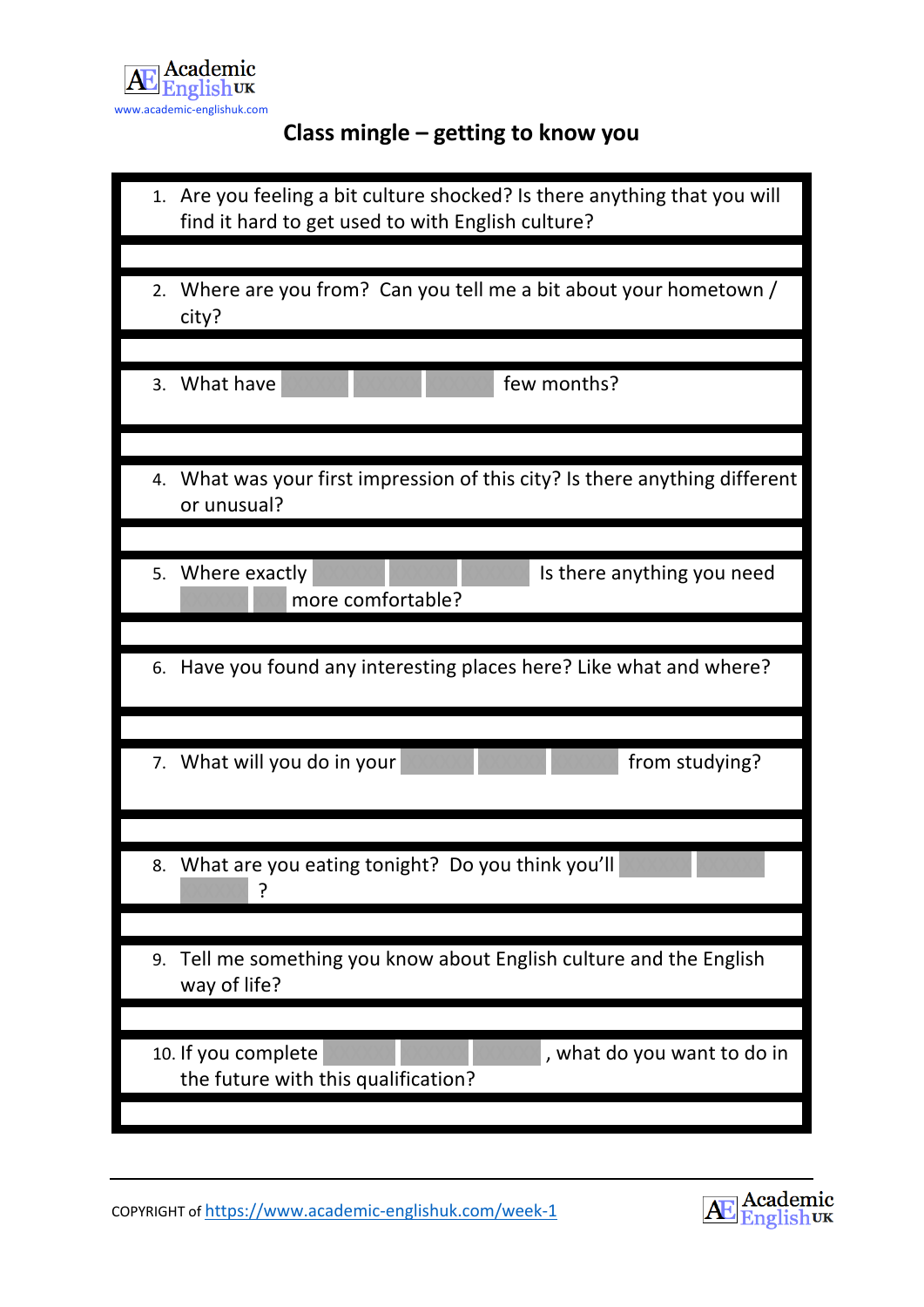# Class mingle – getting to know you

1. Are you feeling a bit culture shocked? Is there anything that you will find it hard to get used to with English culture?

2. Where are you from? Can you tell me a bit about your hometown / city?

3. What have ______ ______ ______ few months?

4. What was your first impression of this city? Is there anything different or unusual?

5. Where exactly ______ ______ ______ Is there anything you need ______ ___ more comfortable?

6. Have you found any interesting places here? Like what and where?

7. What will you do in your ______ ______ ______ from studying?

8. What are you eating tonight? Do you think you'll ______ ______ ______ ?

9. Tell me something you know about English culture and the English way of life?

10. If you complete ______ ______ ______, what do you want to do in the future with this qualification?

COPYRIGHT of https://www.academic-englishuk.com/week-1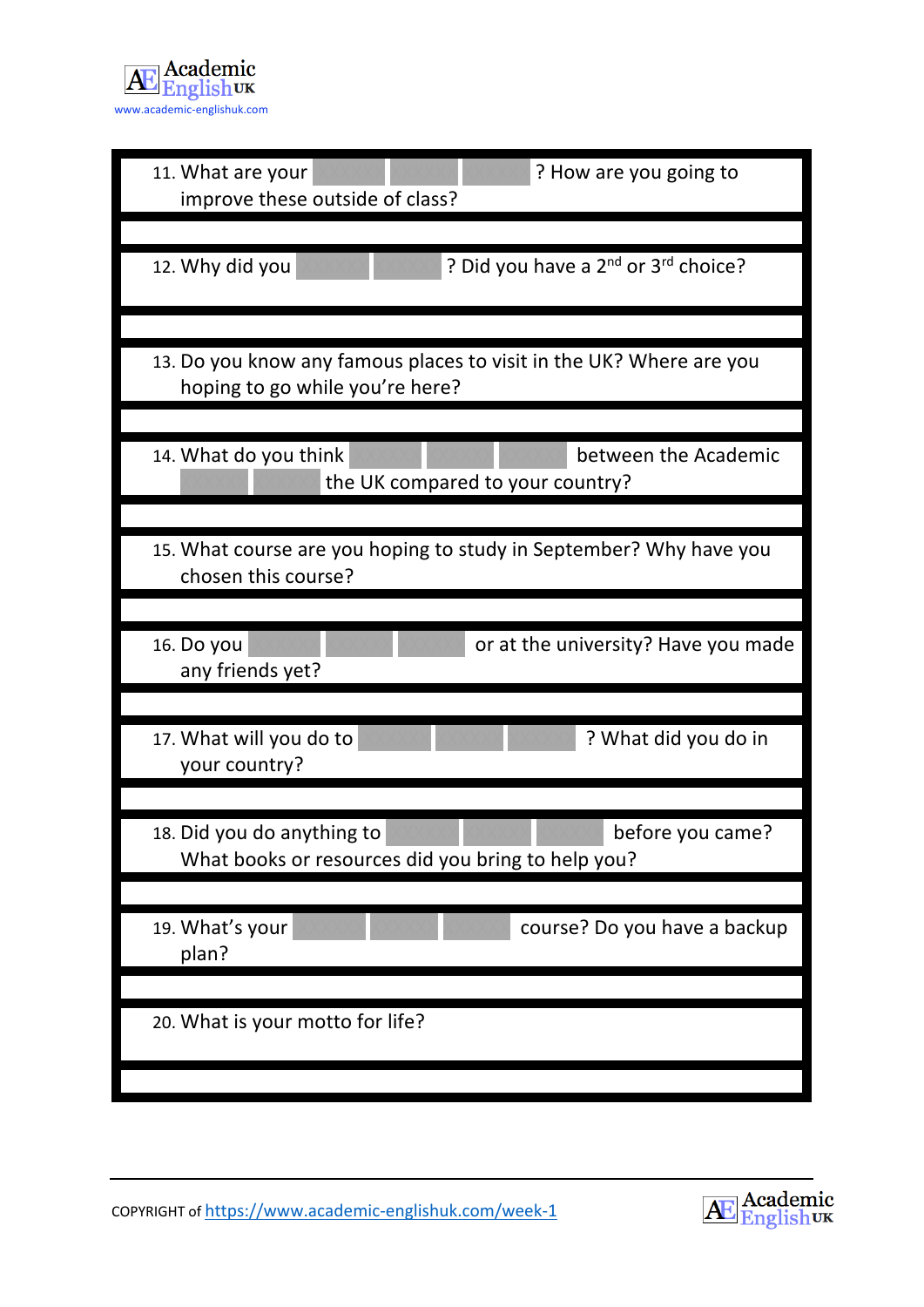11. What are your ______ ______ ______? How are you going to improve these outside of class?

12. Why did you ______ ______? Did you have a 2nd or 3rd choice?

13. Do you know any famous places to visit in the UK? Where are you hoping to go while you're here?

14. What do you think ______ ______ ______ between the Academic ______ ______ the UK compared to your country?

15. What course are you hoping to study in September? Why have you chosen this course?

16. Do you ______ ______ ______ or at the university? Have you made any friends yet?

17. What will you do to ______ ______ ______? What did you do in your country?

18. Did you do anything to ______ ______ ______ before you came? What books or resources did you bring to help you?

19. What's your ______ ______ ______ course? Do you have a backup plan?

20. What is your motto for life?

COPYRIGHT of https://www.academic-englishuk.com/week-1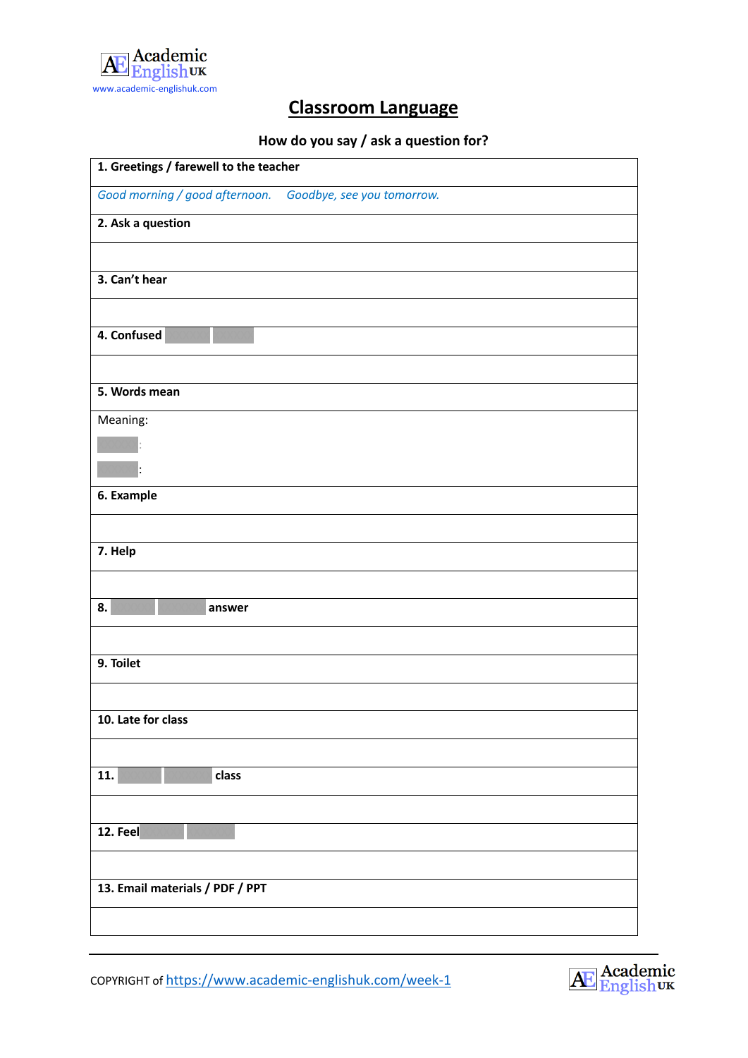# Classroom Language

**How do you say / ask a question for?**

| **1. Greetings / farewell to the teacher** |
|---|
| *Good morning / good afternoon.     Goodbye, see you tomorrow.* |
| **2. Ask a question** |
| |
| **3. Can't hear** |
| |
| **4. Confused** |
| |
| **5. Words mean** |
| Meaning:<br>:<br>: |
| **6. Example** |
| |
| **7. Help** |
| |
| **8. answer** |
| |
| **9. Toilet** |
| |
| **10. Late for class** |
| |
| **11. class** |
| |
| **12. Feel** |
| |
| **13. Email materials / PDF / PPT** |
| |

COPYRIGHT of https://www.academic-englishuk.com/week-1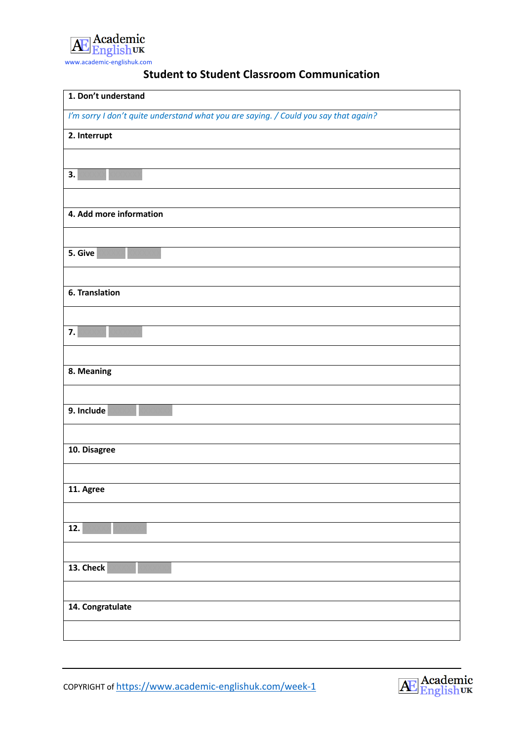## Student to Student Classroom Communication

| 1. Don't understand |
|---|
| *I'm sorry I don't quite understand what you are saying. / Could you say that again?* |
| **2. Interrupt** |
| |
| **3.** |
| |
| **4. Add more information** |
| |
| **5. Give** |
| |
| **6. Translation** |
| |
| **7.** |
| |
| **8. Meaning** |
| |
| **9. Include** |
| |
| **10. Disagree** |
| |
| **11. Agree** |
| |
| **12.** |
| |
| **13. Check** |
| |
| **14. Congratulate** |
| |

COPYRIGHT of https://www.academic-englishuk.com/week-1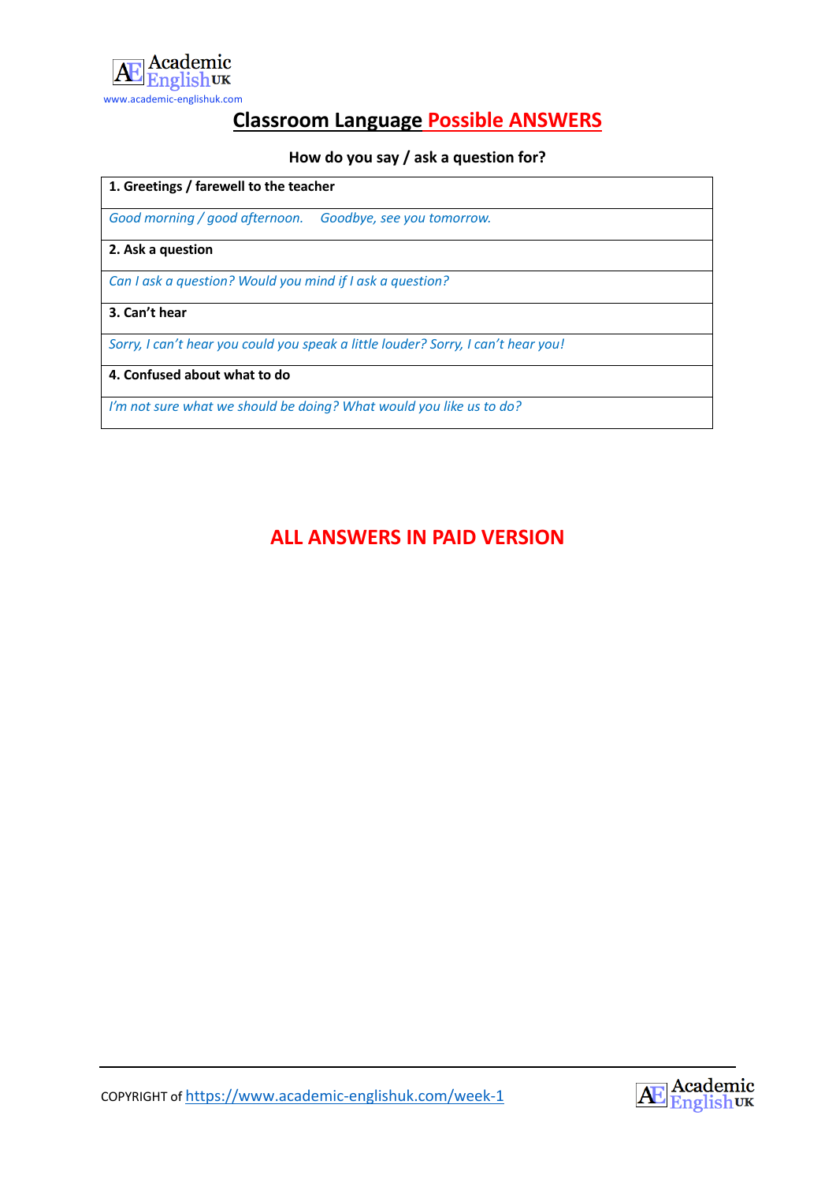Academic English UK
www.academic-englishuk.com

# Classroom Language Possible ANSWERS

**How do you say / ask a question for?**

| **1. Greetings / farewell to the teacher** |
|---|
| *Good morning / good afternoon.     Goodbye, see you tomorrow.* |
| **2. Ask a question** |
| *Can I ask a question? Would you mind if I ask a question?* |
| **3. Can't hear** |
| *Sorry, I can't hear you could you speak a little louder? Sorry, I can't hear you!* |
| **4. Confused about what to do** |
| *I'm not sure what we should be doing? What would you like us to do?* |

## ALL ANSWERS IN PAID VERSION

COPYRIGHT of https://www.academic-englishuk.com/week-1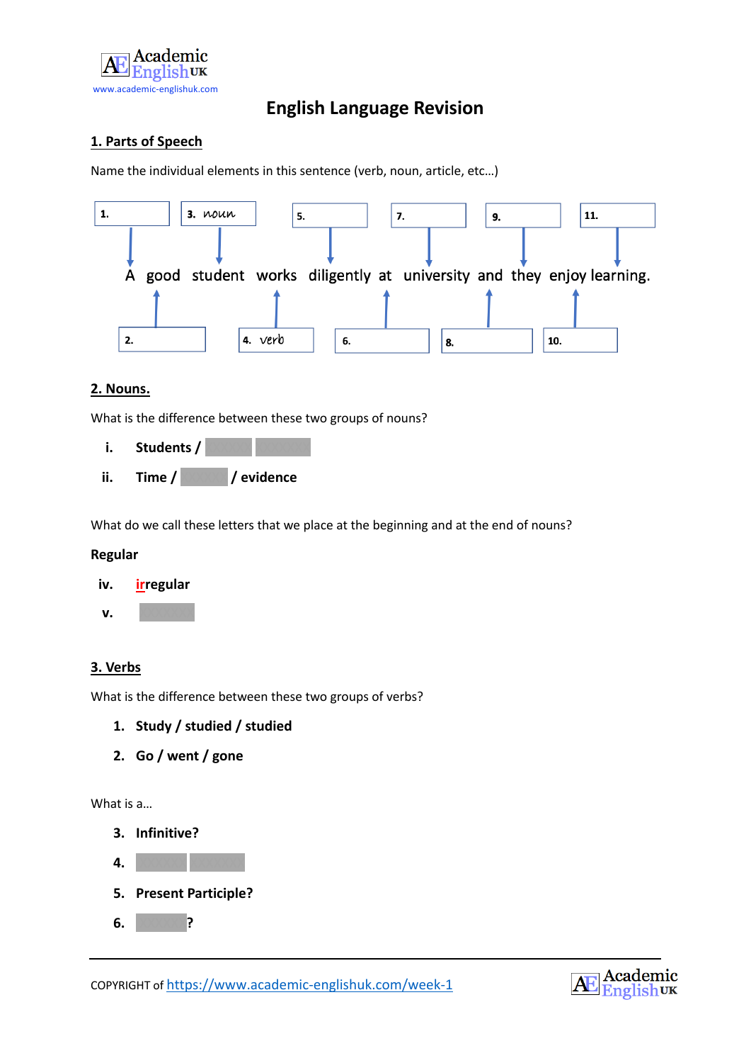# English Language Revision

## 1. Parts of Speech

Name the individual elements in this sentence (verb, noun, article, etc…)

1. 
2. 
3. noun
4. verb
5. 
6. 
7. 
8. 
9. 
10. 
11. 

A good student works diligently at university and they enjoy learning.

## 2. Nouns.

What is the difference between these two groups of nouns?

- **i. Students /**
- **ii. Time / / evidence**

What do we call these letters that we place at the beginning and at the end of nouns?

**Regular**

- **iv. irregular**
- **v.**

## 3. Verbs

What is the difference between these two groups of verbs?

1. **Study / studied / studied**
2. **Go / went / gone**

What is a…

3. **Infinitive?**
4. 
5. **Present Participle?**
6. **?**

COPYRIGHT of https://www.academic-englishuk.com/week-1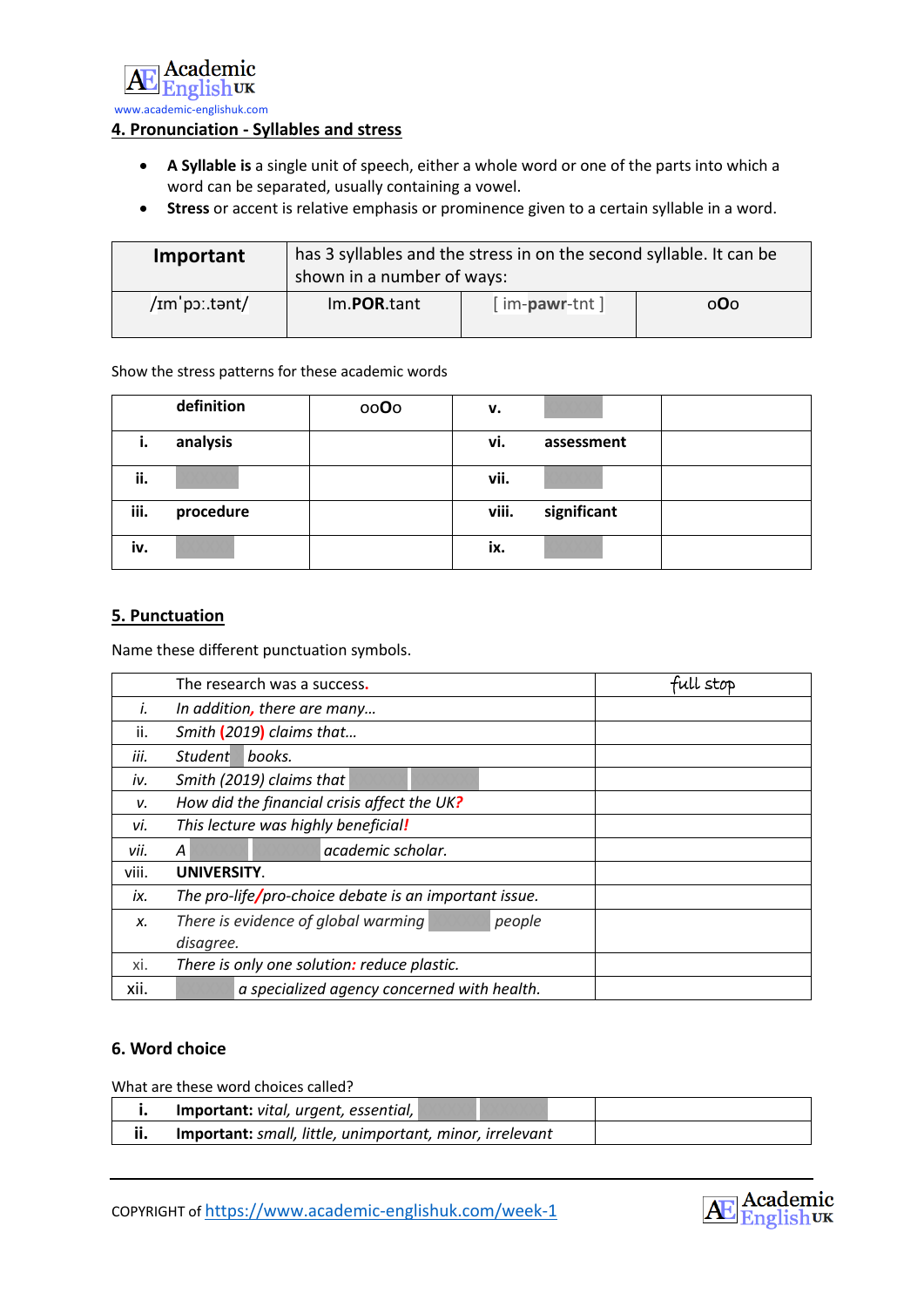Academic English UK
www.academic-englishuk.com

## 4. Pronunciation - Syllables and stress

- **A Syllable is** a single unit of speech, either a whole word or one of the parts into which a word can be separated, usually containing a vowel.
- **Stress** or accent is relative emphasis or prominence given to a certain syllable in a word.

| **Important** | has 3 syllables and the stress in on the second syllable. It can be shown in a number of ways: | | |
|---|---|---|---|
| /ɪmˈpɔː.tənt/ | Im.**POR**.tant | [ im-**pawr**-tnt ] | o**O**o |

Show the stress patterns for these academic words

| | | | | | |
|---|---|---|---|---|---|
| | **definition** | oo**O**o | **v.** | | |
| **i.** | **analysis** | | **vi.** | **assessment** | |
| **ii.** | | | **vii.** | | |
| **iii.** | **procedure** | | **viii.** | **significant** | |
| **iv.** | | | **ix.** | | |

## 5. Punctuation

Name these different punctuation symbols.

| | | |
|---|---|---|
| | The research was a success. | full stop |
| *i.* | *In addition, there are many…* | |
| ii. | *Smith (2019) claims that…* | |
| *iii.* | *Student books.* | |
| *iv.* | *Smith (2019) claims that* | |
| *v.* | *How did the financial crisis affect the UK?* | |
| *vi.* | *This lecture was highly beneficial!* | |
| *vii.* | *A academic scholar.* | |
| viii. | **UNIVERSITY**. | |
| *ix.* | *The pro-life/pro-choice debate is an important issue.* | |
| *x.* | *There is evidence of global warming people disagree.* | |
| xi. | *There is only one solution: reduce plastic.* | |
| xii. | *a specialized agency concerned with health.* | |

## 6. Word choice

What are these word choices called?

| | | |
|---|---|---|
| **i.** | **Important:** *vital, urgent, essential,* | |
| **ii.** | **Important:** *small, little, unimportant, minor, irrelevant* | |

COPYRIGHT of https://www.academic-englishuk.com/week-1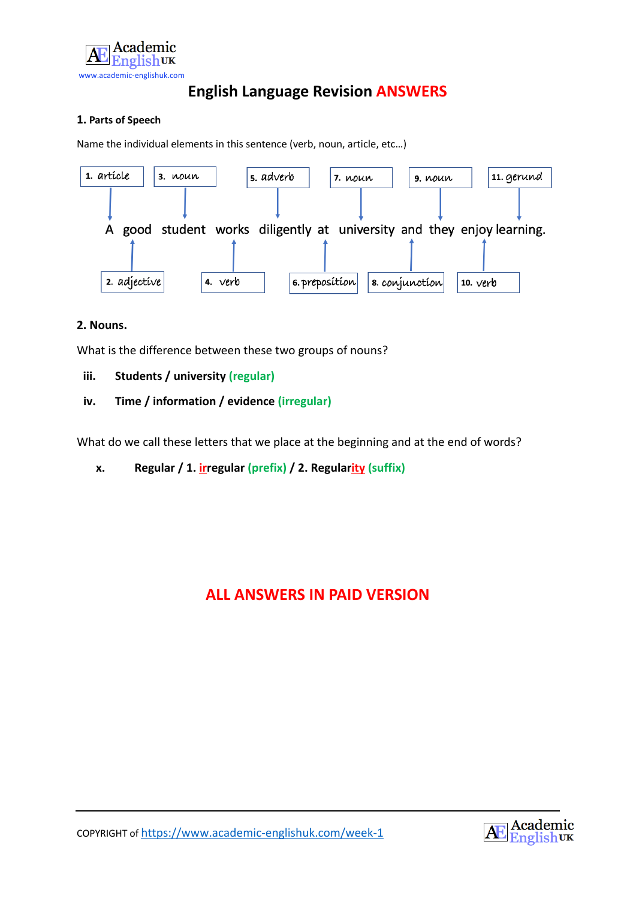# English Language Revision ANSWERS

## 1. Parts of Speech

Name the individual elements in this sentence (verb, noun, article, etc…)

A good student works diligently at university and they enjoy learning.

1. article
2. adjective
3. noun
4. verb
5. adverb
6. preposition
7. noun
8. conjunction
9. noun
10. verb
11. gerund

## 2. Nouns.

What is the difference between these two groups of nouns?

iii. **Students / university (regular)**

iv. **Time / information / evidence (irregular)**

What do we call these letters that we place at the beginning and at the end of words?

x. **Regular / 1. irregular (prefix) / 2. Regularity (suffix)**

**ALL ANSWERS IN PAID VERSION**

COPYRIGHT of https://www.academic-englishuk.com/week-1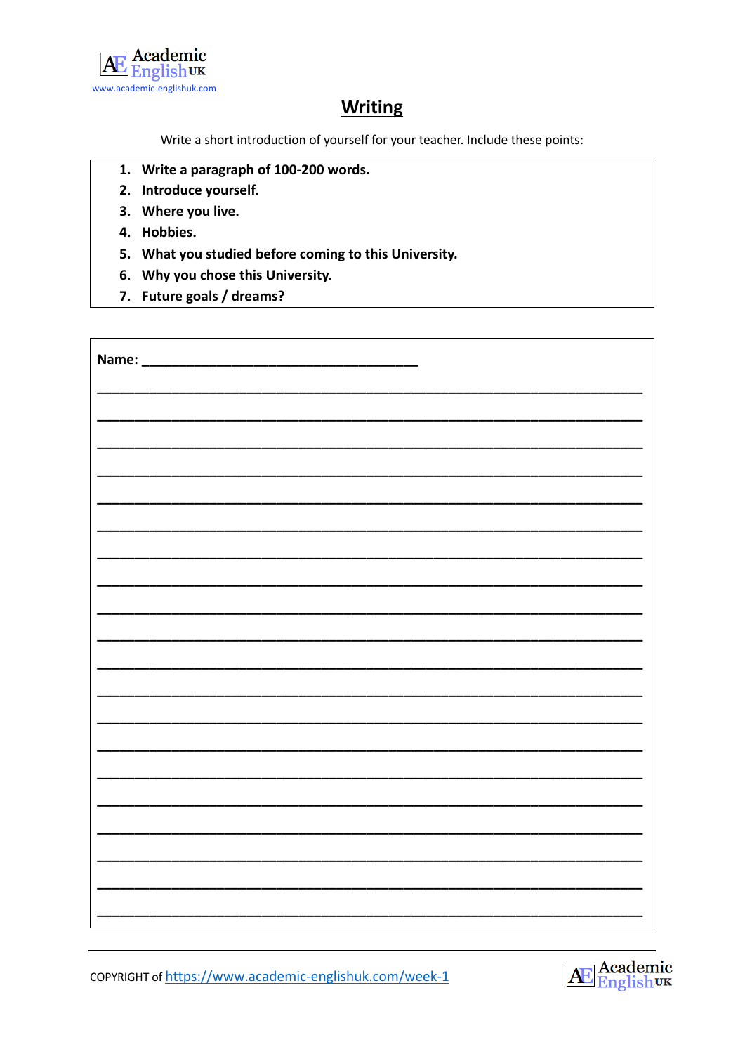## Writing

Write a short introduction of yourself for your teacher. Include these points:

1. **Write a paragraph of 100-200 words.**
2. **Introduce yourself.**
3. **Where you live.**
4. **Hobbies.**
5. **What you studied before coming to this University.**
6. **Why you chose this University.**
7. **Future goals / dreams?**

**Name:** ______________________________________

____________________________________________________________________________

____________________________________________________________________________

____________________________________________________________________________

____________________________________________________________________________

____________________________________________________________________________

____________________________________________________________________________

____________________________________________________________________________

____________________________________________________________________________

____________________________________________________________________________

____________________________________________________________________________

____________________________________________________________________________

____________________________________________________________________________

____________________________________________________________________________

____________________________________________________________________________

____________________________________________________________________________

____________________________________________________________________________

____________________________________________________________________________

____________________________________________________________________________

____________________________________________________________________________

____________________________________________________________________________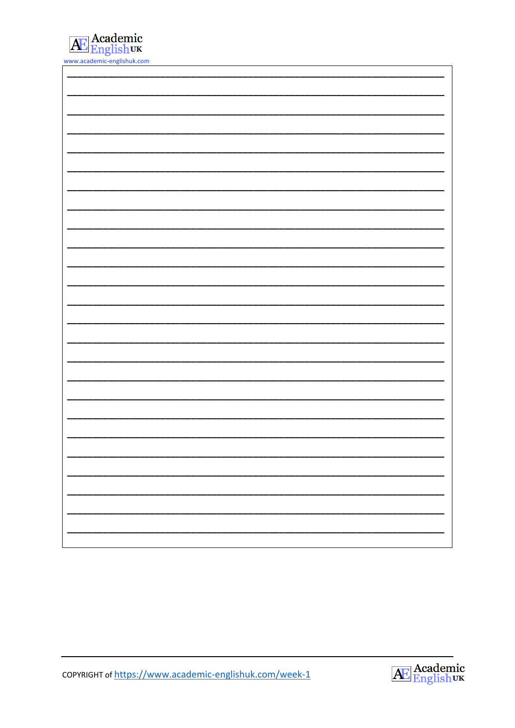www.academic-englishuk.com

_______________________________________________________________

_______________________________________________________________

_______________________________________________________________

_______________________________________________________________

_______________________________________________________________

_______________________________________________________________

_______________________________________________________________

_______________________________________________________________

_______________________________________________________________

_______________________________________________________________

_______________________________________________________________

_______________________________________________________________

_______________________________________________________________

_______________________________________________________________

_______________________________________________________________

_______________________________________________________________

_______________________________________________________________

_______________________________________________________________

_______________________________________________________________

_______________________________________________________________

_______________________________________________________________

_______________________________________________________________

_______________________________________________________________

_______________________________________________________________

_______________________________________________________________

COPYRIGHT of https://www.academic-englishuk.com/week-1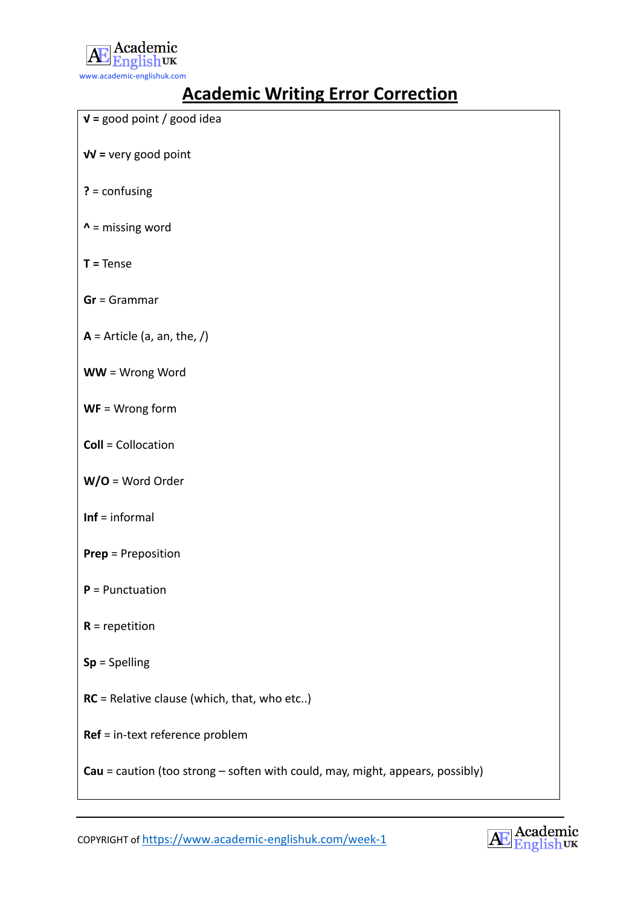Academic English UK

www.academic-englishuk.com

# Academic Writing Error Correction

**√ =** good point / good idea

**√√ =** very good point

**?** = confusing

**^** = missing word

**T =** Tense

**Gr** = Grammar

**A** = Article (a, an, the, /)

**WW** = Wrong Word

**WF** = Wrong form

**Coll** = Collocation

**W/O** = Word Order

**Inf** = informal

**Prep** = Preposition

**P** = Punctuation

**R** = repetition

**Sp** = Spelling

**RC** = Relative clause (which, that, who etc..)

**Ref** = in-text reference problem

**Cau** = caution (too strong – soften with could, may, might, appears, possibly)

COPYRIGHT of https://www.academic-englishuk.com/week-1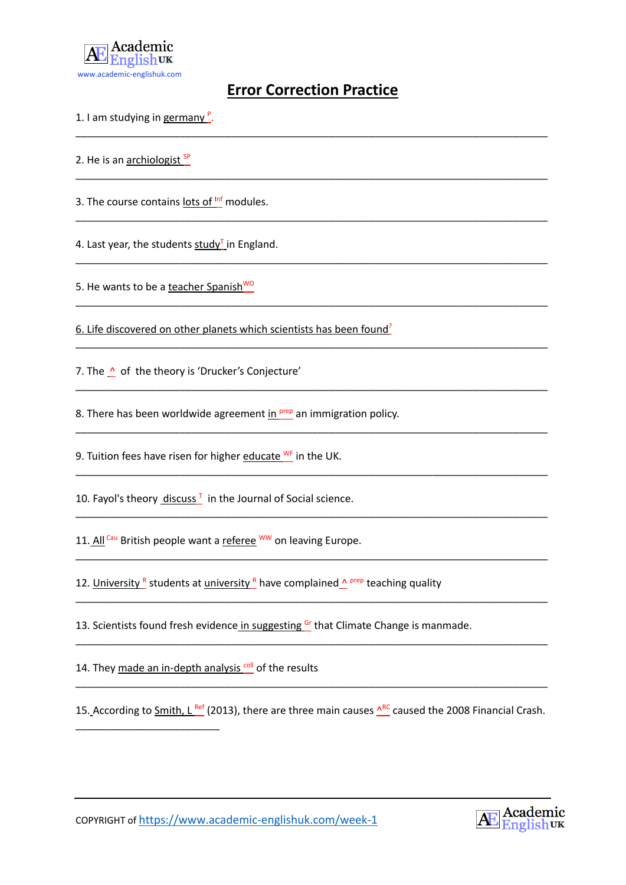# Error Correction Practice

1. I am studying in germany [P].

_______________________________________________________________________________

2. He is an archiologist [SP]

_______________________________________________________________________________

3. The course contains lots of [Inf] modules.

_______________________________________________________________________________

4. Last year, the students study[T] in England.

_______________________________________________________________________________

5. He wants to be a teacher Spanish[WO]

_______________________________________________________________________________

6. Life discovered on other planets which scientists has been found[?]

_______________________________________________________________________________

7. The ^ of the theory is 'Drucker's Conjecture'

_______________________________________________________________________________

8. There has been worldwide agreement in [prep] an immigration policy.

_______________________________________________________________________________

9. Tuition fees have risen for higher educate [WF] in the UK.

_______________________________________________________________________________

10. Fayol's theory discuss [T] in the Journal of Social science.

_______________________________________________________________________________

11. All [Cau] British people want a referee [WW] on leaving Europe.

_______________________________________________________________________________

12. University [R] students at university [R] have complained ^ [prep] teaching quality

_______________________________________________________________________________

13. Scientists found fresh evidence in suggesting [Gr] that Climate Change is manmade.

_______________________________________________________________________________

14. They made an in-depth analysis [coll] of the results

_______________________________________________________________________________

15. According to Smith, L [Ref] (2013), there are three main causes ^[RC] caused the 2008 Financial Crash.

_______________________________

COPYRIGHT of https://www.academic-englishuk.com/week-1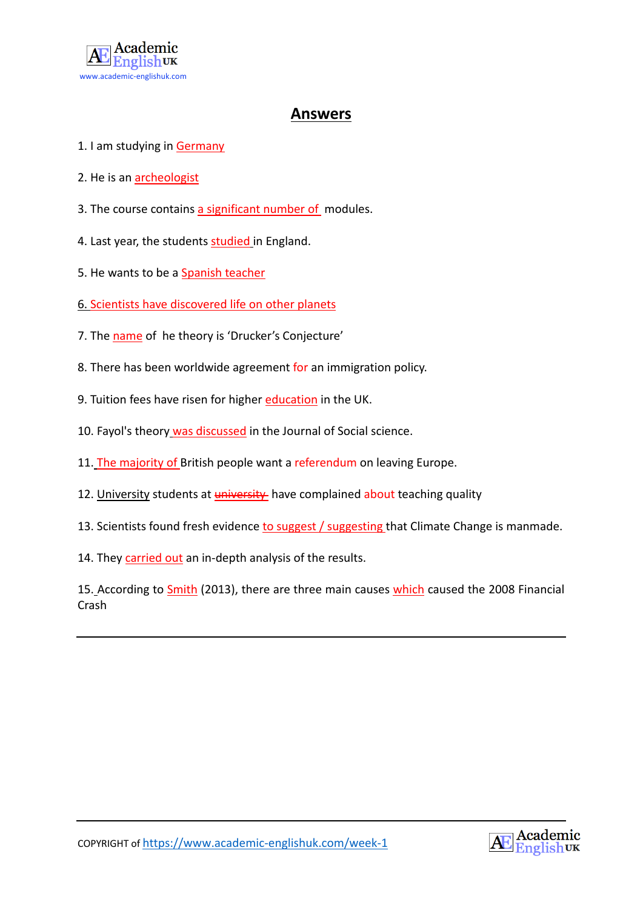# Answers

1. I am studying in Germany

2. He is an archeologist

3. The course contains a significant number of modules.

4. Last year, the students studied in England.

5. He wants to be a Spanish teacher

6. Scientists have discovered life on other planets

7. The name of he theory is 'Drucker's Conjecture'

8. There has been worldwide agreement for an immigration policy.

9. Tuition fees have risen for higher education in the UK.

10. Fayol's theory was discussed in the Journal of Social science.

11. The majority of British people want a referendum on leaving Europe.

12. University students at ~~university~~ have complained about teaching quality

13. Scientists found fresh evidence to suggest / suggesting that Climate Change is manmade.

14. They carried out an in-depth analysis of the results.

15. According to Smith (2013), there are three main causes which caused the 2008 Financial Crash

---

COPYRIGHT of https://www.academic-englishuk.com/week-1